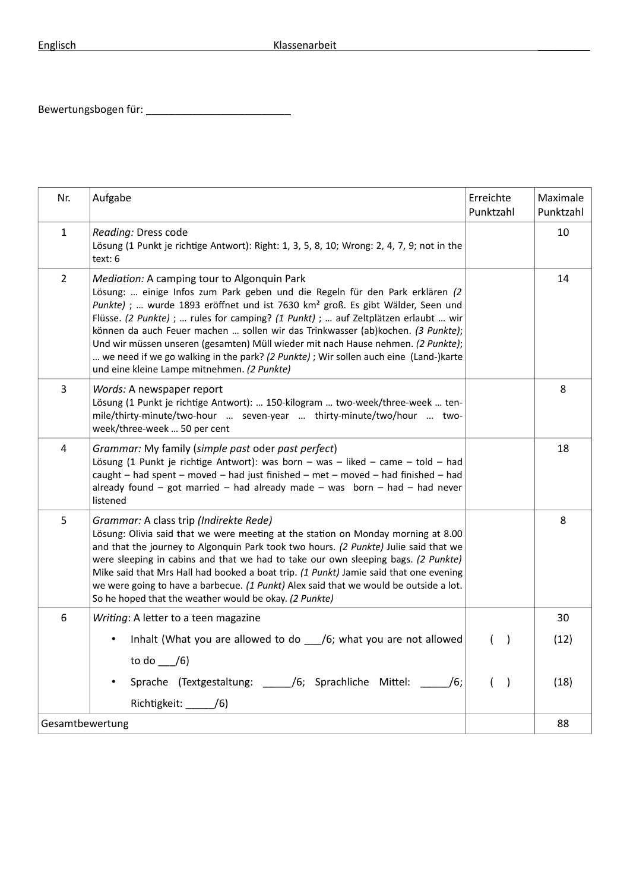Englisch Klassenarbeit __________

Bewertungsbogen für: __________________________

| Nr. | Aufgabe | Erreichte Punktzahl | Maximale Punktzahl |
|---|---|---|---|
| 1 | *Reading:* Dress code<br>Lösung (1 Punkt je richtige Antwort): Right: 1, 3, 5, 8, 10; Wrong: 2, 4, 7, 9; not in the text: 6 | | 10 |
| 2 | *Mediation:* A camping tour to Algonquin Park<br>Lösung: … einige Infos zum Park geben und die Regeln für den Park erklären *(2 Punkte)* ; … wurde 1893 eröffnet und ist 7630 km² groß. Es gibt Wälder, Seen und Flüsse. *(2 Punkte)* ; … rules for camping? *(1 Punkt)* ; … auf Zeltplätzen erlaubt … wir können da auch Feuer machen … sollen wir das Trinkwasser (ab)kochen. *(3 Punkte)*; Und wir müssen unseren (gesamten) Müll wieder mit nach Hause nehmen. *(2 Punkte)*; … we need if we go walking in the park? *(2 Punkte)* ; Wir sollen auch eine (Land-)karte und eine kleine Lampe mitnehmen. *(2 Punkte)* | | 14 |
| 3 | *Words:* A newspaper report<br>Lösung (1 Punkt je richtige Antwort): … 150-kilogram … two-week/three-week … ten-mile/thirty-minute/two-hour … seven-year … thirty-minute/two/hour … two-week/three-week … 50 per cent | | 8 |
| 4 | *Grammar:* My family (*simple past* oder *past perfect*)<br>Lösung (1 Punkt je richtige Antwort): was born – was – liked – came – told – had caught – had spent – moved – had just finished – met – moved – had finished – had already found – got married – had already made – was born – had – had never listened | | 18 |
| 5 | *Grammar:* A class trip *(Indirekte Rede)*<br>Lösung: Olivia said that we were meeting at the station on Monday morning at 8.00 and that the journey to Algonquin Park took two hours. *(2 Punkte)* Julie said that we were sleeping in cabins and that we had to take our own sleeping bags. *(2 Punkte)* Mike said that Mrs Hall had booked a boat trip. *(1 Punkt)* Jamie said that one evening we were going to have a barbecue. *(1 Punkt)* Alex said that we would be outside a lot. So he hoped that the weather would be okay. *(2 Punkte)* | | 8 |
| 6 | *Writing*: A letter to a teen magazine<br>• Inhalt (What you are allowed to do ___/6; what you are not allowed to do ___/6)<br>• Sprache (Textgestaltung: _____/6; Sprachliche Mittel: _____/6; Richtigkeit: _____/6) | <br>( )<br><br>( ) | 30<br>(12)<br><br>(18) |
| Gesamtbewertung | | | 88 |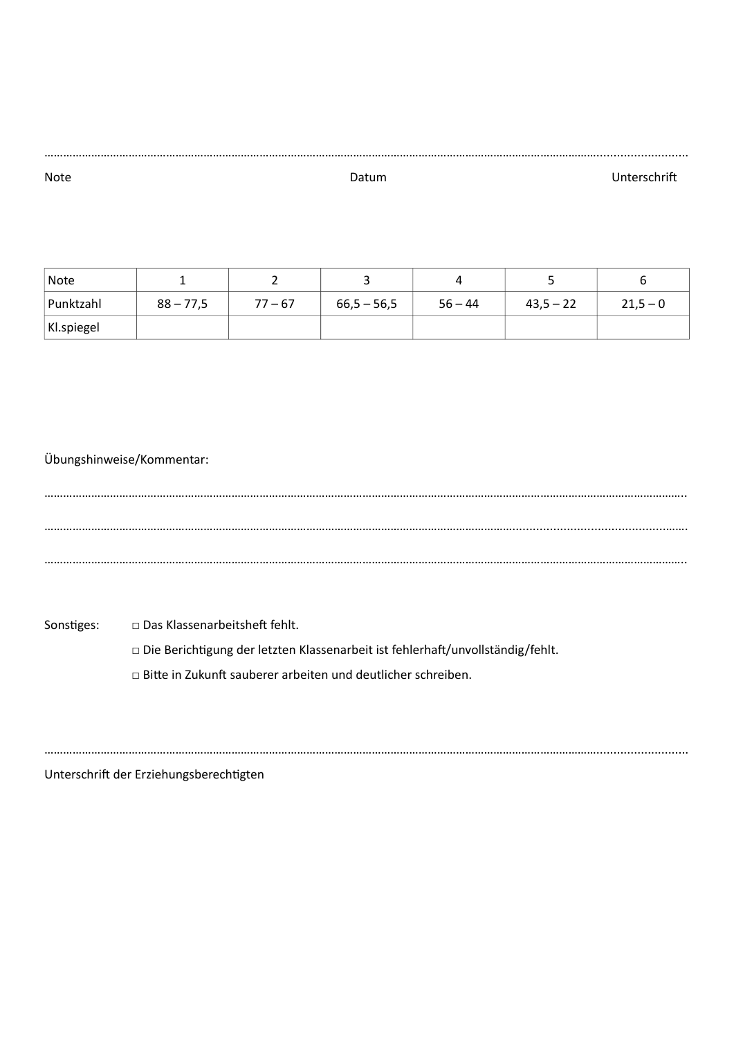……………………………………………………………………………………………………………………………………………………………

Note Datum Unterschrift

| Note | 1 | 2 | 3 | 4 | 5 | 6 |
|---|---|---|---|---|---|---|
| Punktzahl | 88 – 77,5 | 77 – 67 | 66,5 – 56,5 | 56 – 44 | 43,5 – 22 | 21,5 – 0 |
| Kl.spiegel | | | | | | |

Übungshinweise/Kommentar:

……………………………………………………………………………………………………………………………………………………………

……………………………………………………………………………………………………………………………………………………………

……………………………………………………………………………………………………………………………………………………………

Sonstiges:

□ Das Klassenarbeitsheft fehlt.

□ Die Berichtigung der letzten Klassenarbeit ist fehlerhaft/unvollständig/fehlt.

□ Bitte in Zukunft sauberer arbeiten und deutlicher schreiben.

……………………………………………………………………………………………………………………………………………………………

Unterschrift der Erziehungsberechtigten